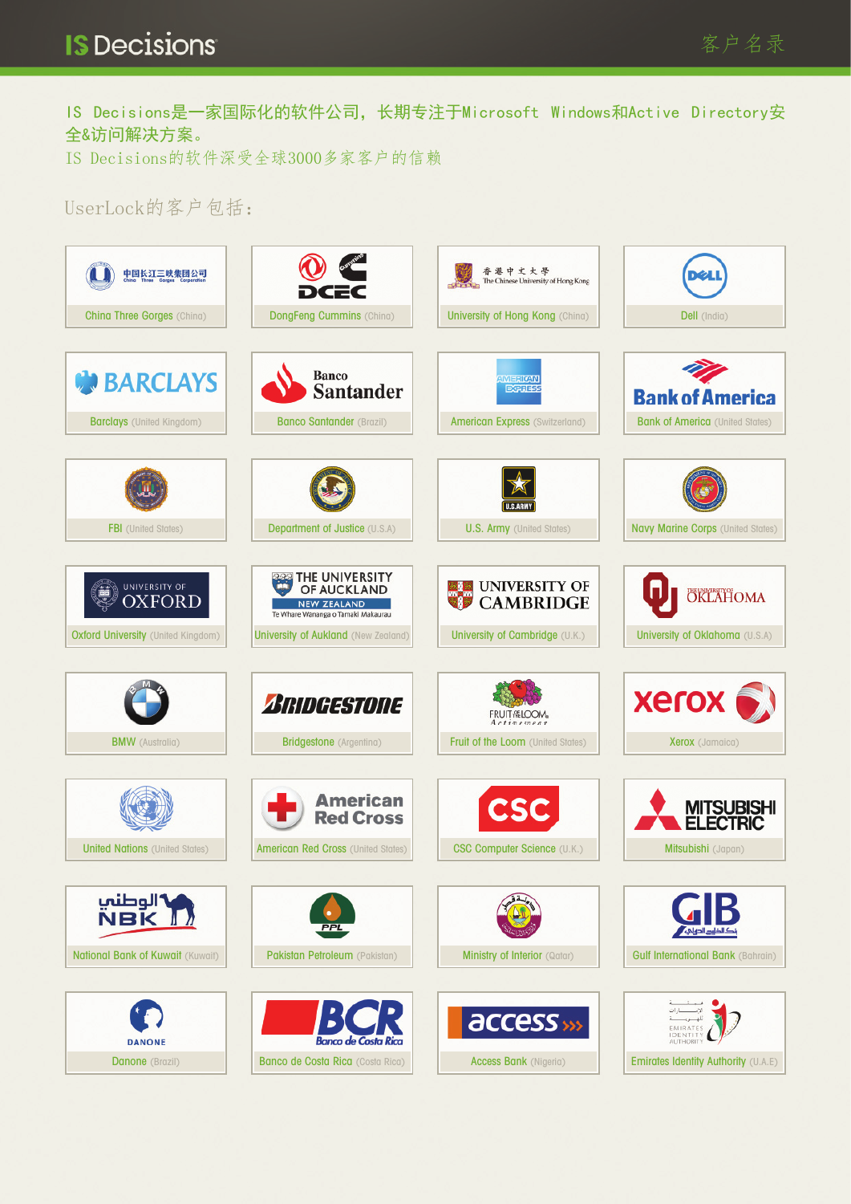# IS Decisions

客户名录

IS Decisions是一家国际化的软件公司，长期专注于Microsoft Windows和Active Directory安全&访问解决方案。

IS Decisions的软件深受全球3000多家客户的信赖

UserLock的客户包括：

- China Three Gorges (China)
- DongFeng Cummins (China)
- University of Hong Kong (China)
- Dell (India)
- Barclays (United Kingdom)
- Banco Santander (Brazil)
- American Express (Switzerland)
- Bank of America (United States)
- FBI (United States)
- Department of Justice (U.S.A)
- U.S. Army (United States)
- Navy Marine Corps (United States)
- Oxford University (United Kingdom)
- University of Aukland (New Zealand)
- University of Cambridge (U.K.)
- University of Oklahoma (U.S.A)
- BMW (Australia)
- Bridgestone (Argentina)
- Fruit of the Loom (United States)
- Xerox (Jamaica)
- United Nations (United States)
- American Red Cross (United States)
- CSC Computer Science (U.K.)
- Mitsubishi (Japan)
- National Bank of Kuwait (Kuwait)
- Pakistan Petroleum (Pakistan)
- Ministry of Interior (Qatar)
- Gulf International Bank (Bahrain)
- Danone (Brazil)
- Banco de Costa Rica (Costa Rica)
- Access Bank (Nigeria)
- Emirates Identity Authority (U.A.E)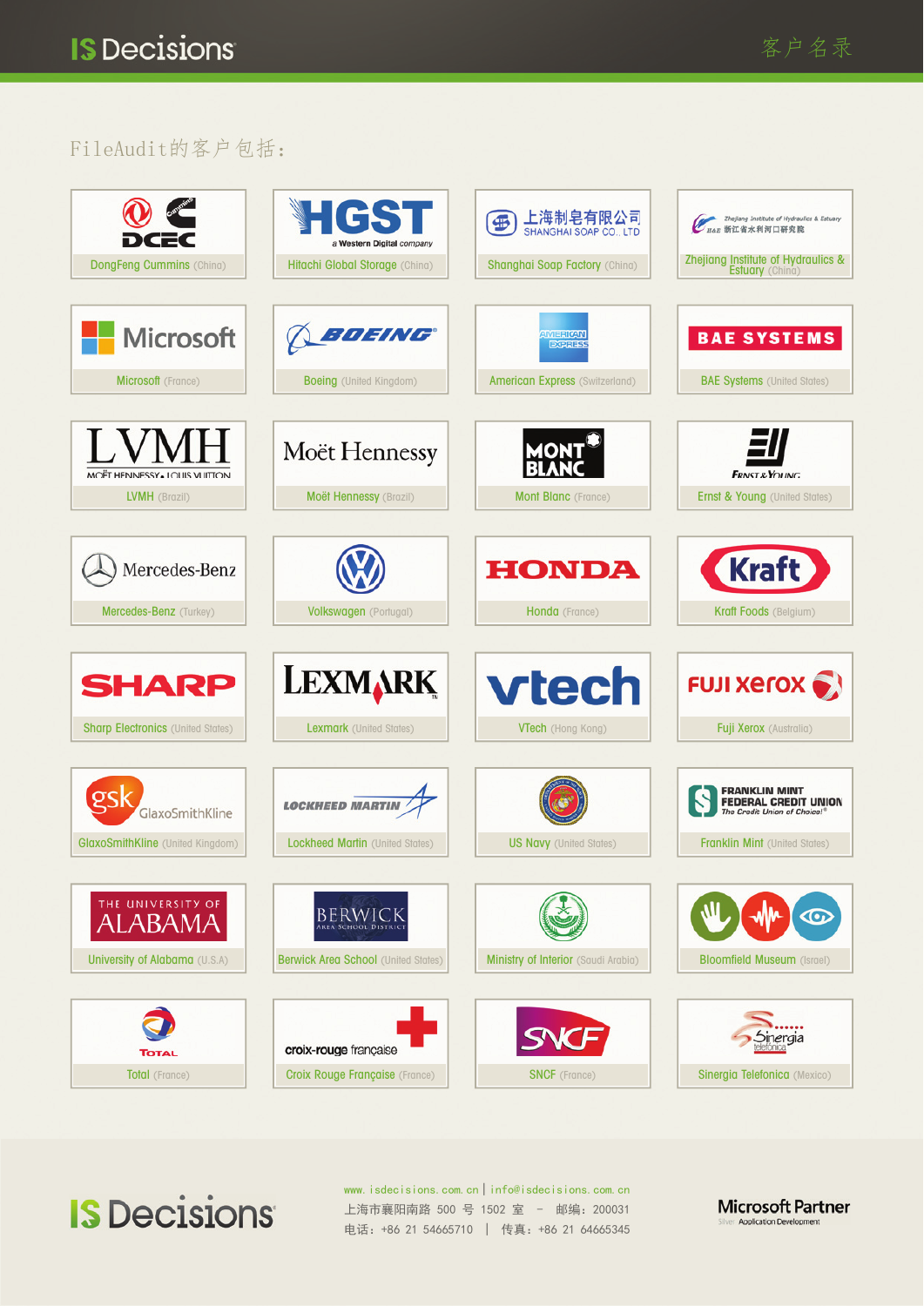# 客户名录

FileAudit的客户包括：

- DongFeng Cummins (China)
- Hitachi Global Storage (China)
- Shanghai Soap Factory (China)
- Zhejiang Institute of Hydraulics & Estuary (China)
- Microsoft (France)
- Boeing (United Kingdom)
- American Express (Switzerland)
- BAE Systems (United States)
- LVMH (Brazil)
- Moët Hennessy (Brazil)
- Mont Blanc (France)
- Ernst & Young (United States)
- Mercedes-Benz (Turkey)
- Volkswagen (Portugal)
- Honda (France)
- Kraft Foods (Belgium)
- Sharp Electronics (United States)
- Lexmark (United States)
- VTech (Hong Kong)
- Fuji Xerox (Australia)
- GlaxoSmithKline (United Kingdom)
- Lockheed Martin (United States)
- US Navy (United States)
- Franklin Mint (United States)
- University of Alabama (U.S.A)
- Berwick Area School (United States)
- Ministry of Interior (Saudi Arabia)
- Bloomfield Museum (Israel)
- Total (France)
- Croix Rouge Française (France)
- SNCF (France)
- Sinergia Telefonica (Mexico)

IS Decisions

www.isdecisions.com.cn | info@isdecisions.com.cn

上海市襄阳南路 500 号 1502 室 – 邮编：200031

电话：+86 21 54665710 | 传真：+86 21 64665345

Microsoft Partner
Silver Application Development